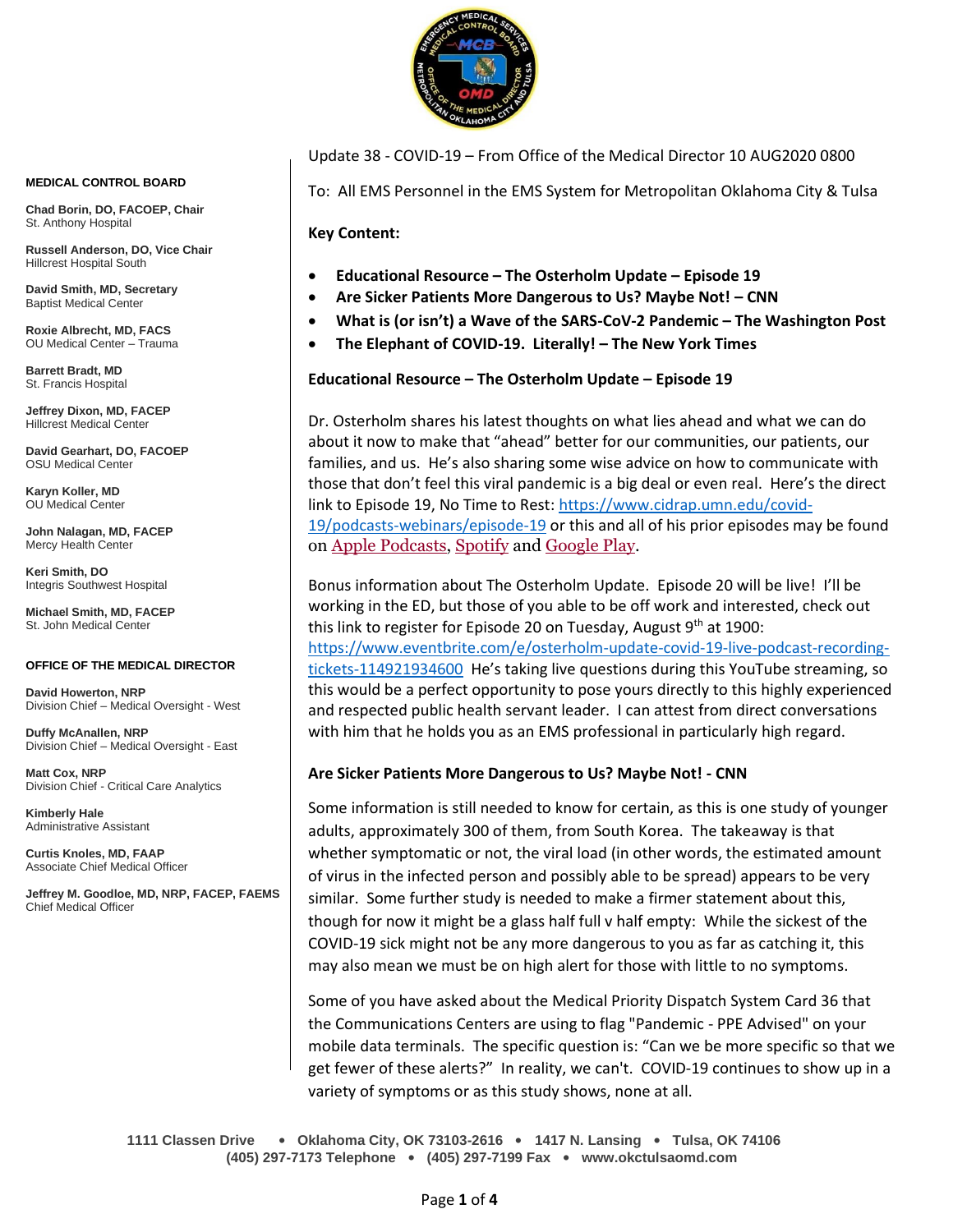**MEDICAL CONTROL BOARD**

**Chad Borin, DO, FACOEP, Chair**
St. Anthony Hospital

**Russell Anderson, DO, Vice Chair**
Hillcrest Hospital South

**David Smith, MD, Secretary**
Baptist Medical Center

**Roxie Albrecht, MD, FACS**
OU Medical Center – Trauma

**Barrett Bradt, MD**
St. Francis Hospital

**Jeffrey Dixon, MD, FACEP**
Hillcrest Medical Center

**David Gearhart, DO, FACOEP**
OSU Medical Center

**Karyn Koller, MD**
OU Medical Center

**John Nalagan, MD, FACEP**
Mercy Health Center

**Keri Smith, DO**
Integris Southwest Hospital

**Michael Smith, MD, FACEP**
St. John Medical Center

**OFFICE OF THE MEDICAL DIRECTOR**

**David Howerton, NRP**
Division Chief – Medical Oversight - West

**Duffy McAnallen, NRP**
Division Chief – Medical Oversight - East

**Matt Cox, NRP**
Division Chief - Critical Care Analytics

**Kimberly Hale**
Administrative Assistant

**Curtis Knoles, MD, FAAP**
Associate Chief Medical Officer

**Jeffrey M. Goodloe, MD, NRP, FACEP, FAEMS**
Chief Medical Officer

Update 38 - COVID-19 – From Office of the Medical Director 10 AUG2020 0800

To: All EMS Personnel in the EMS System for Metropolitan Oklahoma City & Tulsa

**Key Content:**

- **Educational Resource – The Osterholm Update – Episode 19**
- **Are Sicker Patients More Dangerous to Us? Maybe Not! – CNN**
- **What is (or isn't) a Wave of the SARS-CoV-2 Pandemic – The Washington Post**
- **The Elephant of COVID-19. Literally! – The New York Times**

**Educational Resource – The Osterholm Update – Episode 19**

Dr. Osterholm shares his latest thoughts on what lies ahead and what we can do about it now to make that "ahead" better for our communities, our patients, our families, and us. He's also sharing some wise advice on how to communicate with those that don't feel this viral pandemic is a big deal or even real. Here's the direct link to Episode 19, No Time to Rest: https://www.cidrap.umn.edu/covid-19/podcasts-webinars/episode-19 or this and all of his prior episodes may be found on Apple Podcasts, Spotify and Google Play.

Bonus information about The Osterholm Update. Episode 20 will be live! I'll be working in the ED, but those of you able to be off work and interested, check out this link to register for Episode 20 on Tuesday, August 9th at 1900: https://www.eventbrite.com/e/osterholm-update-covid-19-live-podcast-recording-tickets-114921934600 He's taking live questions during this YouTube streaming, so this would be a perfect opportunity to pose yours directly to this highly experienced and respected public health servant leader. I can attest from direct conversations with him that he holds you as an EMS professional in particularly high regard.

**Are Sicker Patients More Dangerous to Us? Maybe Not! - CNN**

Some information is still needed to know for certain, as this is one study of younger adults, approximately 300 of them, from South Korea. The takeaway is that whether symptomatic or not, the viral load (in other words, the estimated amount of virus in the infected person and possibly able to be spread) appears to be very similar. Some further study is needed to make a firmer statement about this, though for now it might be a glass half full v half empty: While the sickest of the COVID-19 sick might not be any more dangerous to you as far as catching it, this may also mean we must be on high alert for those with little to no symptoms.

Some of you have asked about the Medical Priority Dispatch System Card 36 that the Communications Centers are using to flag "Pandemic - PPE Advised" on your mobile data terminals. The specific question is: "Can we be more specific so that we get fewer of these alerts?" In reality, we can't. COVID-19 continues to show up in a variety of symptoms or as this study shows, none at all.

**1111 Classen Drive • Oklahoma City, OK 73103-2616 • 1417 N. Lansing • Tulsa, OK 74106**
**(405) 297-7173 Telephone • (405) 297-7199 Fax • www.okctulsaomd.com**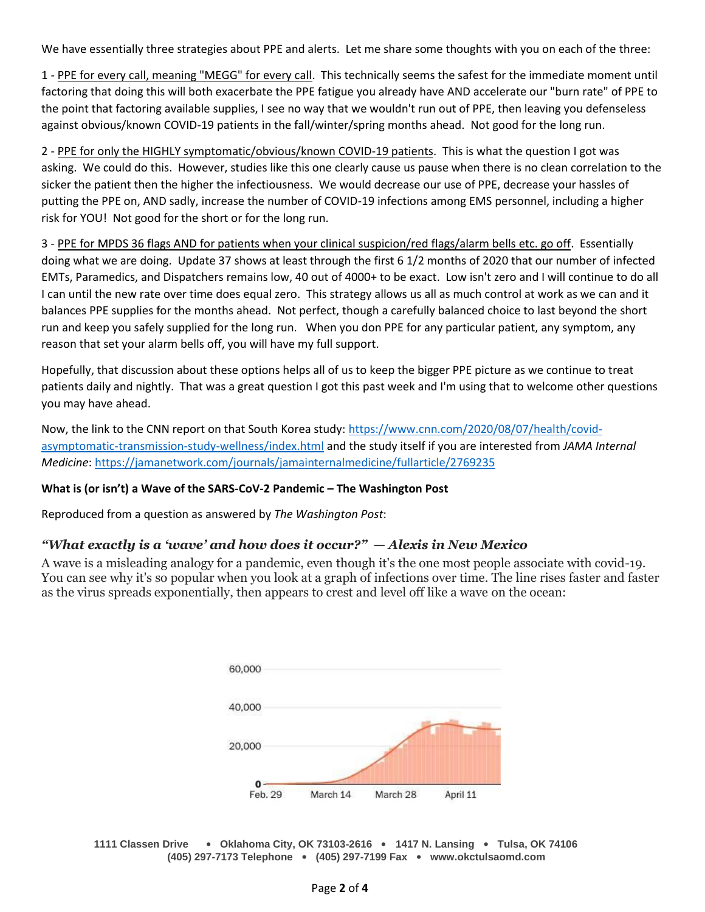We have essentially three strategies about PPE and alerts. Let me share some thoughts with you on each of the three:

1 - PPE for every call, meaning "MEGG" for every call. This technically seems the safest for the immediate moment until factoring that doing this will both exacerbate the PPE fatigue you already have AND accelerate our "burn rate" of PPE to the point that factoring available supplies, I see no way that we wouldn't run out of PPE, then leaving you defenseless against obvious/known COVID-19 patients in the fall/winter/spring months ahead. Not good for the long run.

2 - PPE for only the HIGHLY symptomatic/obvious/known COVID-19 patients. This is what the question I got was asking. We could do this. However, studies like this one clearly cause us pause when there is no clean correlation to the sicker the patient then the higher the infectiousness. We would decrease our use of PPE, decrease your hassles of putting the PPE on, AND sadly, increase the number of COVID-19 infections among EMS personnel, including a higher risk for YOU! Not good for the short or for the long run.

3 - PPE for MPDS 36 flags AND for patients when your clinical suspicion/red flags/alarm bells etc. go off. Essentially doing what we are doing. Update 37 shows at least through the first 6 1/2 months of 2020 that our number of infected EMTs, Paramedics, and Dispatchers remains low, 40 out of 4000+ to be exact. Low isn't zero and I will continue to do all I can until the new rate over time does equal zero. This strategy allows us all as much control at work as we can and it balances PPE supplies for the months ahead. Not perfect, though a carefully balanced choice to last beyond the short run and keep you safely supplied for the long run. When you don PPE for any particular patient, any symptom, any reason that set your alarm bells off, you will have my full support.

Hopefully, that discussion about these options helps all of us to keep the bigger PPE picture as we continue to treat patients daily and nightly. That was a great question I got this past week and I'm using that to welcome other questions you may have ahead.

Now, the link to the CNN report on that South Korea study: https://www.cnn.com/2020/08/07/health/covid-asymptomatic-transmission-study-wellness/index.html and the study itself if you are interested from *JAMA Internal Medicine*: https://jamanetwork.com/journals/jamainternalmedicine/fullarticle/2769235

**What is (or isn't) a Wave of the SARS-CoV-2 Pandemic – The Washington Post**

Reproduced from a question as answered by *The Washington Post*:

### *"What exactly is a 'wave' and how does it occur?" — Alexis in New Mexico*

A wave is a misleading analogy for a pandemic, even though it's the one most people associate with covid-19. You can see why it's so popular when you look at a graph of infections over time. The line rises faster and faster as the virus spreads exponentially, then appears to crest and level off like a wave on the ocean:

60,000
40,000
20,000
0
Feb. 29 March 14 March 28 April 11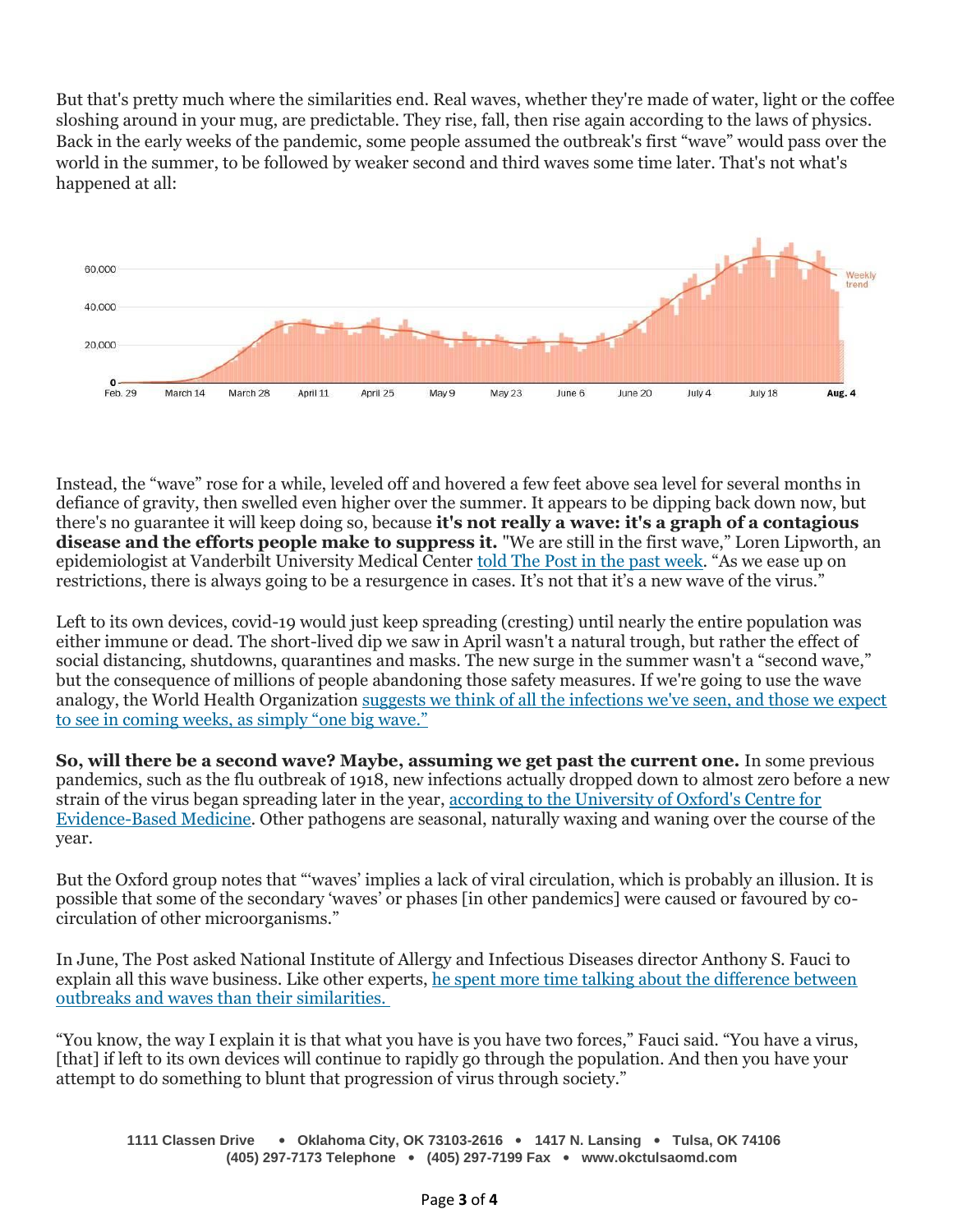But that's pretty much where the similarities end. Real waves, whether they're made of water, light or the coffee sloshing around in your mug, are predictable. They rise, fall, then rise again according to the laws of physics. Back in the early weeks of the pandemic, some people assumed the outbreak's first "wave" would pass over the world in the summer, to be followed by weaker second and third waves some time later. That's not what's happened at all:

Instead, the "wave" rose for a while, leveled off and hovered a few feet above sea level for several months in defiance of gravity, then swelled even higher over the summer. It appears to be dipping back down now, but there's no guarantee it will keep doing so, because **it's not really a wave: it's a graph of a contagious disease and the efforts people make to suppress it.** "We are still in the first wave," Loren Lipworth, an epidemiologist at Vanderbilt University Medical Center told The Post in the past week. "As we ease up on restrictions, there is always going to be a resurgence in cases. It's not that it's a new wave of the virus."

Left to its own devices, covid-19 would just keep spreading (cresting) until nearly the entire population was either immune or dead. The short-lived dip we saw in April wasn't a natural trough, but rather the effect of social distancing, shutdowns, quarantines and masks. The new surge in the summer wasn't a "second wave," but the consequence of millions of people abandoning those safety measures. If we're going to use the wave analogy, the World Health Organization suggests we think of all the infections we've seen, and those we expect to see in coming weeks, as simply "one big wave."

**So, will there be a second wave? Maybe, assuming we get past the current one.** In some previous pandemics, such as the flu outbreak of 1918, new infections actually dropped down to almost zero before a new strain of the virus began spreading later in the year, according to the University of Oxford's Centre for Evidence-Based Medicine. Other pathogens are seasonal, naturally waxing and waning over the course of the year.

But the Oxford group notes that "'waves' implies a lack of viral circulation, which is probably an illusion. It is possible that some of the secondary 'waves' or phases [in other pandemics] were caused or favoured by co-circulation of other microorganisms."

In June, The Post asked National Institute of Allergy and Infectious Diseases director Anthony S. Fauci to explain all this wave business. Like other experts, he spent more time talking about the difference between outbreaks and waves than their similarities.

"You know, the way I explain it is that what you have is you have two forces," Fauci said. "You have a virus, [that] if left to its own devices will continue to rapidly go through the population. And then you have your attempt to do something to blunt that progression of virus through society."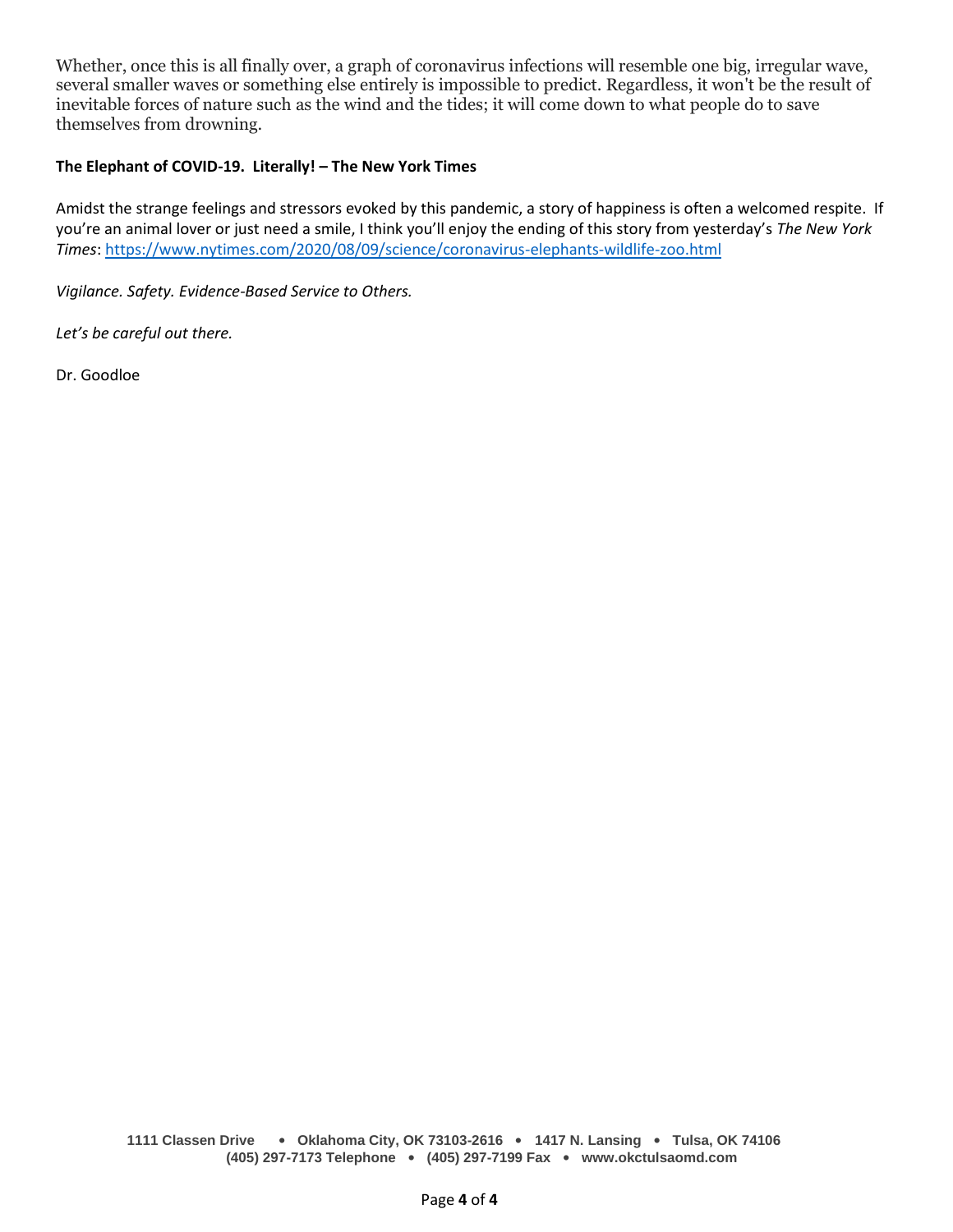Whether, once this is all finally over, a graph of coronavirus infections will resemble one big, irregular wave, several smaller waves or something else entirely is impossible to predict. Regardless, it won't be the result of inevitable forces of nature such as the wind and the tides; it will come down to what people do to save themselves from drowning.

**The Elephant of COVID-19. Literally! – The New York Times**

Amidst the strange feelings and stressors evoked by this pandemic, a story of happiness is often a welcomed respite. If you're an animal lover or just need a smile, I think you'll enjoy the ending of this story from yesterday's *The New York Times*: https://www.nytimes.com/2020/08/09/science/coronavirus-elephants-wildlife-zoo.html

*Vigilance. Safety. Evidence-Based Service to Others.*

*Let's be careful out there.*

Dr. Goodloe

**1111 Classen Drive • Oklahoma City, OK 73103-2616 • 1417 N. Lansing • Tulsa, OK 74106**
**(405) 297-7173 Telephone • (405) 297-7199 Fax • www.okctulsaomd.com**